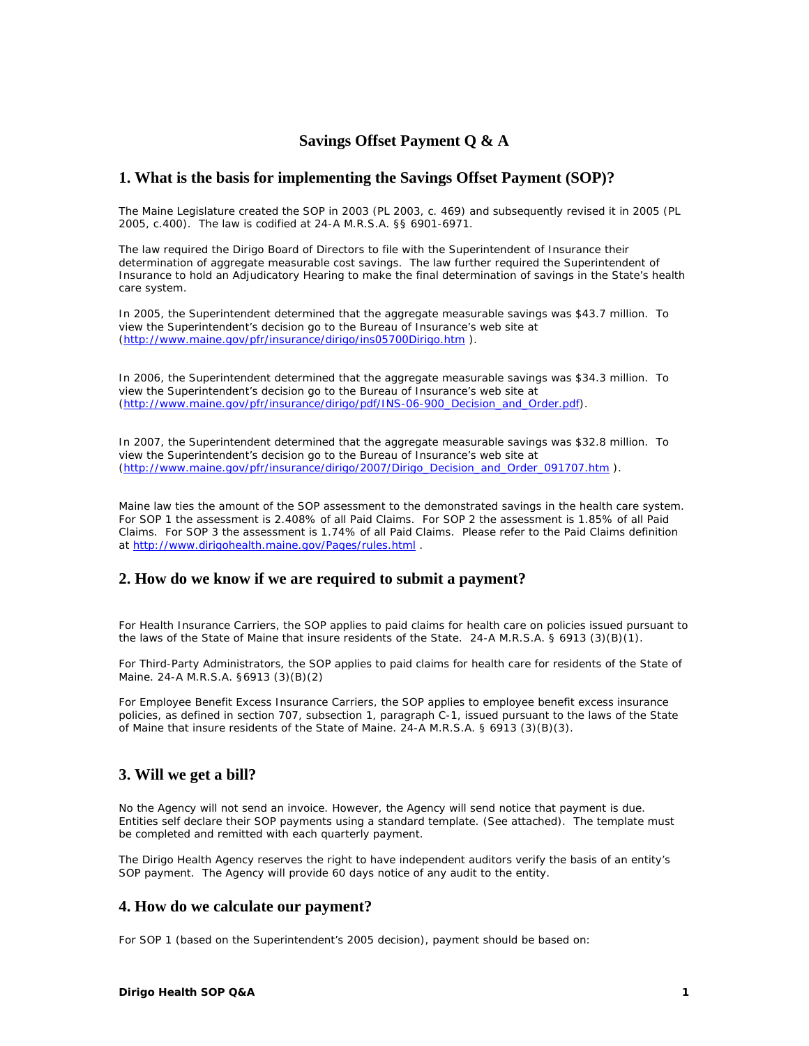# Savings Offset Payment Q & A

## 1. What is the basis for implementing the Savings Offset Payment (SOP)?

The Maine Legislature created the SOP in 2003 (PL 2003, c. 469) and subsequently revised it in 2005 (PL 2005, c.400). The law is codified at 24-A M.R.S.A. §§ 6901-6971.

The law required the Dirigo Board of Directors to file with the Superintendent of Insurance their determination of aggregate measurable cost savings. The law further required the Superintendent of Insurance to hold an Adjudicatory Hearing to make the final determination of savings in the State's health care system.

In 2005, the Superintendent determined that the aggregate measurable savings was $43.7 million. To view the Superintendent's decision go to the Bureau of Insurance's web site at (http://www.maine.gov/pfr/insurance/dirigo/ins05700Dirigo.htm ).

In 2006, the Superintendent determined that the aggregate measurable savings was $34.3 million. To view the Superintendent's decision go to the Bureau of Insurance's web site at (http://www.maine.gov/pfr/insurance/dirigo/pdf/INS-06-900_Decision_and_Order.pdf).

In 2007, the Superintendent determined that the aggregate measurable savings was $32.8 million. To view the Superintendent's decision go to the Bureau of Insurance's web site at (http://www.maine.gov/pfr/insurance/dirigo/2007/Dirigo_Decision_and_Order_091707.htm ).

Maine law ties the amount of the SOP assessment to the demonstrated savings in the health care system. For SOP 1 the assessment is 2.408% of all Paid Claims. For SOP 2 the assessment is 1.85% of all Paid Claims. For SOP 3 the assessment is 1.74% of all Paid Claims. Please refer to the Paid Claims definition at http://www.dirigohealth.maine.gov/Pages/rules.html .

## 2. How do we know if we are required to submit a payment?

For Health Insurance Carriers, the SOP applies to paid claims for health care on policies issued pursuant to the laws of the State of Maine that insure residents of the State. 24-A M.R.S.A. § 6913 (3)(B)(1).

For Third-Party Administrators, the SOP applies to paid claims for health care for residents of the State of Maine. 24-A M.R.S.A. §6913 (3)(B)(2)

For Employee Benefit Excess Insurance Carriers, the SOP applies to employee benefit excess insurance policies, as defined in section 707, subsection 1, paragraph C-1, issued pursuant to the laws of the State of Maine that insure residents of the State of Maine. 24-A M.R.S.A. § 6913 (3)(B)(3).

## 3. Will we get a bill?

No the Agency will not send an invoice. However, the Agency will send notice that payment is due. Entities self declare their SOP payments using a standard template. (See attached). The template must be completed and remitted with each quarterly payment.

The Dirigo Health Agency reserves the right to have independent auditors verify the basis of an entity's SOP payment. The Agency will provide 60 days notice of any audit to the entity.

## 4. How do we calculate our payment?

For SOP 1 (based on the Superintendent's 2005 decision), payment should be based on: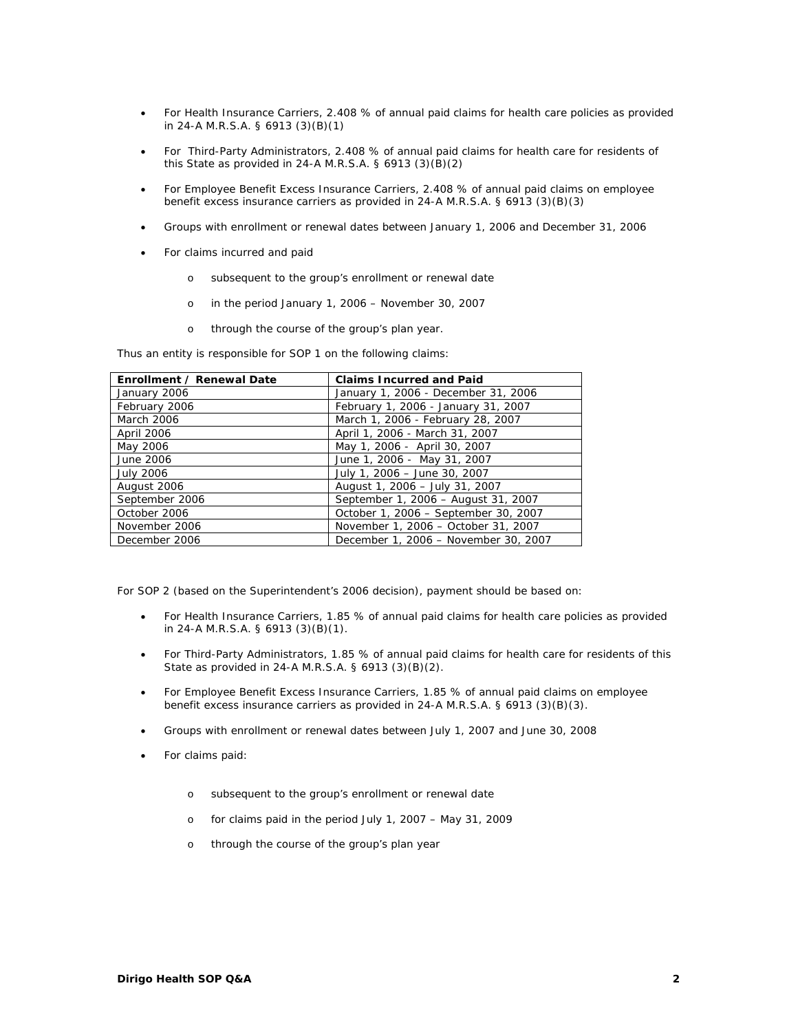- For Health Insurance Carriers, 2.408 % of annual paid claims for health care policies as provided in 24-A M.R.S.A. § 6913 (3)(B)(1)
- For Third-Party Administrators, 2.408 % of annual paid claims for health care for residents of this State as provided in 24-A M.R.S.A. § 6913 (3)(B)(2)
- For Employee Benefit Excess Insurance Carriers, 2.408 % of annual paid claims on employee benefit excess insurance carriers as provided in 24-A M.R.S.A. § 6913 (3)(B)(3)
- Groups with enrollment or renewal dates between January 1, 2006 and December 31, 2006
- For claims incurred and paid
  - subsequent to the group's enrollment or renewal date
  - in the period January 1, 2006 – November 30, 2007
  - through the course of the group's plan year.

Thus an entity is responsible for SOP 1 on the following claims:

| Enrollment / Renewal Date | Claims Incurred and Paid |
|---|---|
| January 2006 | January 1, 2006 - December 31, 2006 |
| February 2006 | February 1, 2006 - January 31, 2007 |
| March 2006 | March 1, 2006 - February 28, 2007 |
| April 2006 | April 1, 2006 - March 31, 2007 |
| May 2006 | May 1, 2006 - April 30, 2007 |
| June 2006 | June 1, 2006 - May 31, 2007 |
| July 2006 | July 1, 2006 – June 30, 2007 |
| August 2006 | August 1, 2006 – July 31, 2007 |
| September 2006 | September 1, 2006 – August 31, 2007 |
| October 2006 | October 1, 2006 – September 30, 2007 |
| November 2006 | November 1, 2006 – October 31, 2007 |
| December 2006 | December 1, 2006 – November 30, 2007 |

For SOP 2 (based on the Superintendent's 2006 decision), payment should be based on:

- For Health Insurance Carriers, 1.85 % of annual paid claims for health care policies as provided in 24-A M.R.S.A. § 6913 (3)(B)(1).
- For Third-Party Administrators, 1.85 % of annual paid claims for health care for residents of this State as provided in 24-A M.R.S.A. § 6913 (3)(B)(2).
- For Employee Benefit Excess Insurance Carriers, 1.85 % of annual paid claims on employee benefit excess insurance carriers as provided in 24-A M.R.S.A. § 6913 (3)(B)(3).
- Groups with enrollment or renewal dates between July 1, 2007 and June 30, 2008
- For claims paid:
  - subsequent to the group's enrollment or renewal date
  - for claims paid in the period July 1, 2007 – May 31, 2009
  - through the course of the group's plan year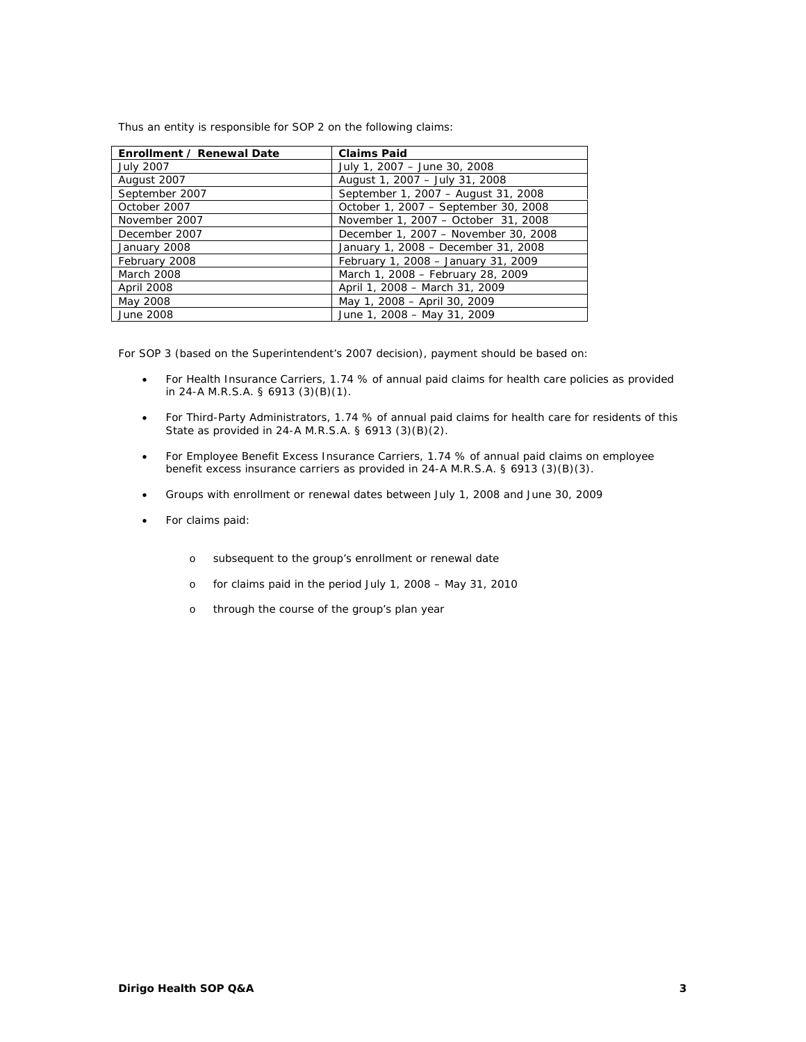Thus an entity is responsible for SOP 2 on the following claims:

| Enrollment / Renewal Date | Claims Paid |
| --- | --- |
| July 2007 | July 1, 2007 – June 30, 2008 |
| August 2007 | August 1, 2007 – July 31, 2008 |
| September 2007 | September 1, 2007 – August 31, 2008 |
| October 2007 | October 1, 2007 – September 30, 2008 |
| November 2007 | November 1, 2007 – October 31, 2008 |
| December 2007 | December 1, 2007 – November 30, 2008 |
| January 2008 | January 1, 2008 – December 31, 2008 |
| February 2008 | February 1, 2008 – January 31, 2009 |
| March 2008 | March 1, 2008 – February 28, 2009 |
| April 2008 | April 1, 2008 – March 31, 2009 |
| May 2008 | May 1, 2008 – April 30, 2009 |
| June 2008 | June 1, 2008 – May 31, 2009 |

For SOP 3 (based on the Superintendent's 2007 decision), payment should be based on:

- For Health Insurance Carriers, 1.74 % of annual paid claims for health care policies as provided in 24-A M.R.S.A. § 6913 (3)(B)(1).
- For Third-Party Administrators, 1.74 % of annual paid claims for health care for residents of this State as provided in 24-A M.R.S.A. § 6913 (3)(B)(2).
- For Employee Benefit Excess Insurance Carriers, 1.74 % of annual paid claims on employee benefit excess insurance carriers as provided in 24-A M.R.S.A. § 6913 (3)(B)(3).
- Groups with enrollment or renewal dates between July 1, 2008 and June 30, 2009
- For claims paid:
  - subsequent to the group's enrollment or renewal date
  - for claims paid in the period July 1, 2008 – May 31, 2010
  - through the course of the group's plan year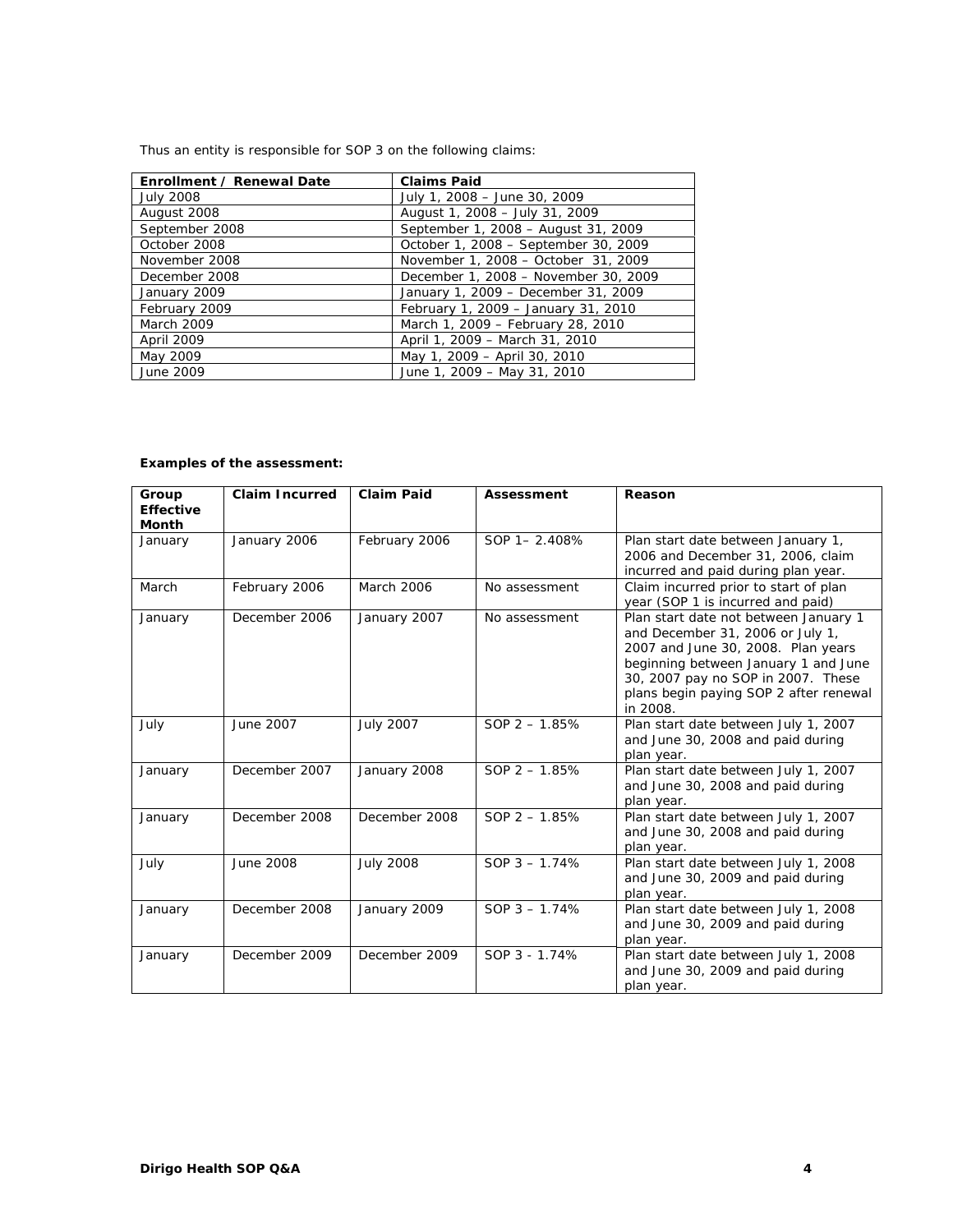Thus an entity is responsible for SOP 3 on the following claims:

| Enrollment / Renewal Date | Claims Paid |
|---|---|
| July 2008 | July 1, 2008 – June 30, 2009 |
| August 2008 | August 1, 2008 – July 31, 2009 |
| September 2008 | September 1, 2008 – August 31, 2009 |
| October 2008 | October 1, 2008 – September 30, 2009 |
| November 2008 | November 1, 2008 – October 31, 2009 |
| December 2008 | December 1, 2008 – November 30, 2009 |
| January 2009 | January 1, 2009 – December 31, 2009 |
| February 2009 | February 1, 2009 – January 31, 2010 |
| March 2009 | March 1, 2009 – February 28, 2010 |
| April 2009 | April 1, 2009 – March 31, 2010 |
| May 2009 | May 1, 2009 – April 30, 2010 |
| June 2009 | June 1, 2009 – May 31, 2010 |

**Examples of the assessment:**

| Group Effective Month | Claim Incurred | Claim Paid | Assessment | Reason |
|---|---|---|---|---|
| January | January 2006 | February 2006 | SOP 1– 2.408% | Plan start date between January 1, 2006 and December 31, 2006, claim incurred and paid during plan year. |
| March | February 2006 | March 2006 | No assessment | Claim incurred prior to start of plan year (SOP 1 is incurred and paid) |
| January | December 2006 | January 2007 | No assessment | Plan start date not between January 1 and December 31, 2006 or July 1, 2007 and June 30, 2008. Plan years beginning between January 1 and June 30, 2007 pay no SOP in 2007. These plans begin paying SOP 2 after renewal in 2008. |
| July | June 2007 | July 2007 | SOP 2 – 1.85% | Plan start date between July 1, 2007 and June 30, 2008 and paid during plan year. |
| January | December 2007 | January 2008 | SOP 2 – 1.85% | Plan start date between July 1, 2007 and June 30, 2008 and paid during plan year. |
| January | December 2008 | December 2008 | SOP 2 – 1.85% | Plan start date between July 1, 2007 and June 30, 2008 and paid during plan year. |
| July | June 2008 | July 2008 | SOP 3 – 1.74% | Plan start date between July 1, 2008 and June 30, 2009 and paid during plan year. |
| January | December 2008 | January 2009 | SOP 3 – 1.74% | Plan start date between July 1, 2008 and June 30, 2009 and paid during plan year. |
| January | December 2009 | December 2009 | SOP 3 - 1.74% | Plan start date between July 1, 2008 and June 30, 2009 and paid during plan year. |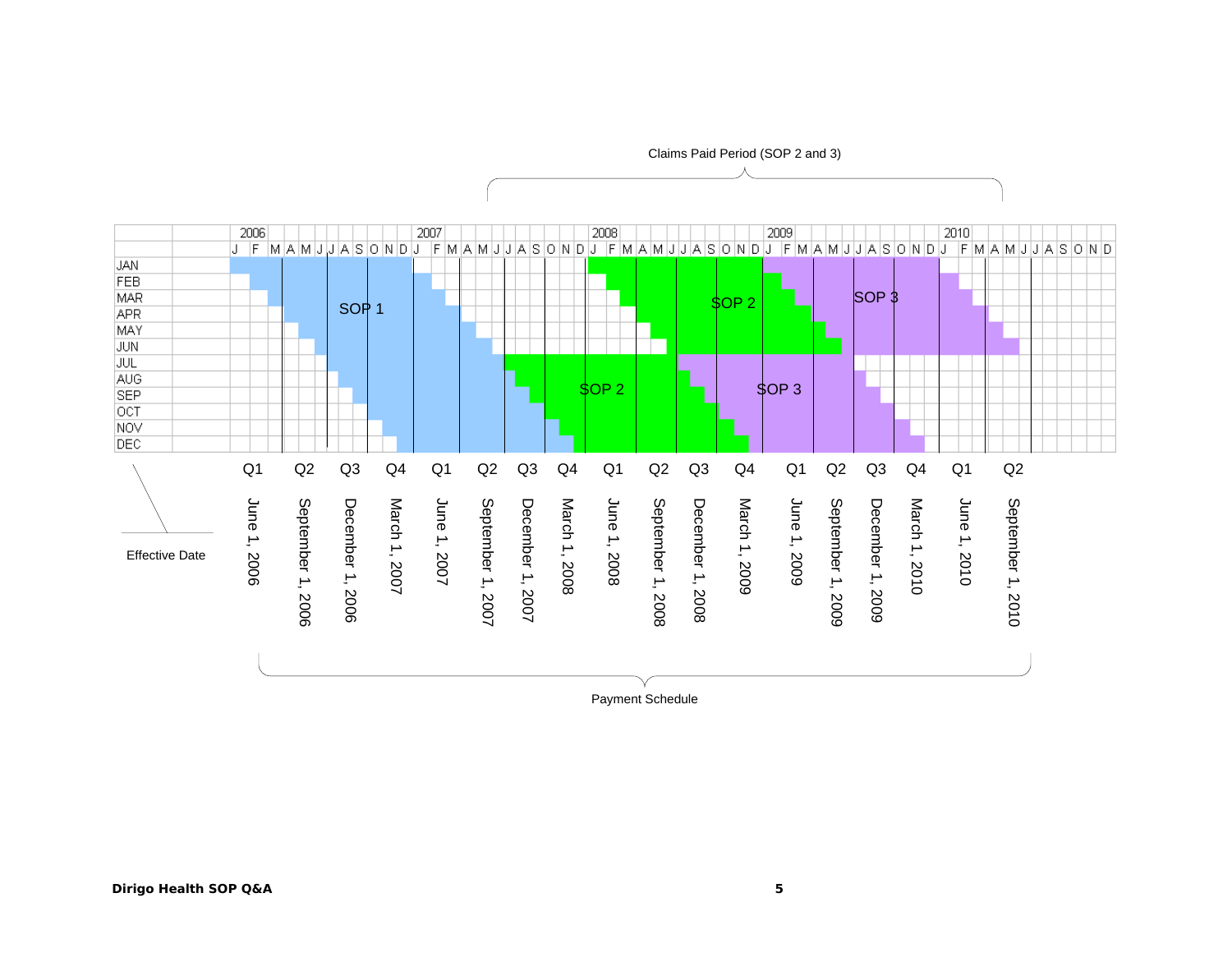Claims Paid Period (SOP 2 and 3)

| | 2006 | 2007 | 2008 | 2009 | 2010 |
|---|---|---|---|---|---|
| | J F M A M J J A S O N D | J F M A M J J A S O N D | J F M A M J J A S O N D | J F M A M J J A S O N D | J F M A M J J A S O N D |

Rows: JAN, FEB, MAR, APR, MAY, JUN, JUL, AUG, SEP, OCT, NOV, DEC

SOP 1 — SOP 2 — SOP 3 — SOP 2 — SOP 3

Effective Date

| Q1 | Q2 | Q3 | Q4 | Q1 | Q2 | Q3 | Q4 | Q1 | Q2 | Q3 | Q4 | Q1 | Q2 | Q3 | Q4 | Q1 | Q2 |
|---|---|---|---|---|---|---|---|---|---|---|---|---|---|---|---|---|---|
| June 1, 2006 | September 1, 2006 | December 1, 2006 | March 1, 2007 | June 1, 2007 | September 1, 2007 | December 1, 2007 | March 1, 2008 | June 1, 2008 | September 1, 2008 | December 1, 2008 | March 1, 2009 | June 1, 2009 | September 1, 2009 | December 1, 2009 | March 1, 2010 | June 1, 2010 | September 1, 2010 |

Payment Schedule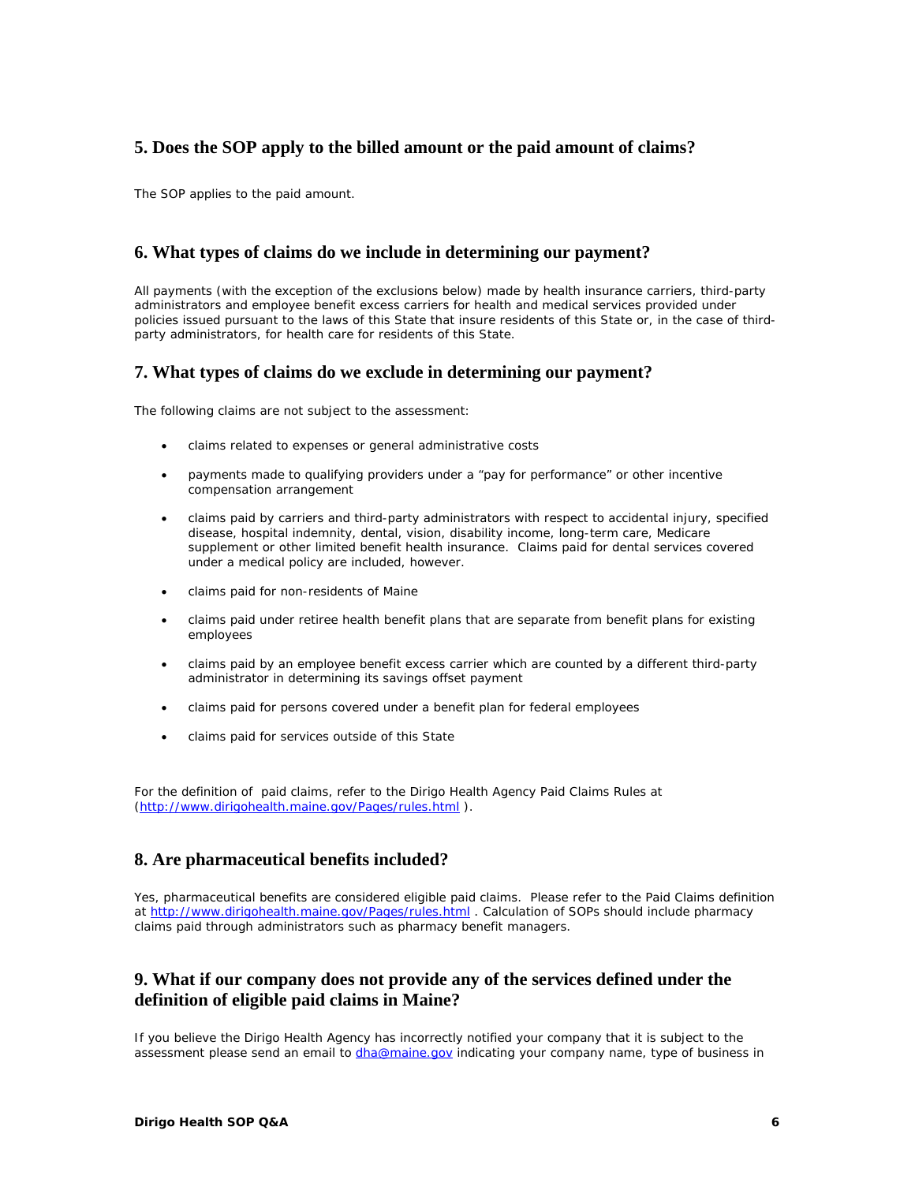## 5. Does the SOP apply to the billed amount or the paid amount of claims?

The SOP applies to the paid amount.

## 6. What types of claims do we include in determining our payment?

All payments (with the exception of the exclusions below) made by health insurance carriers, third-party administrators and employee benefit excess carriers for health and medical services provided under policies issued pursuant to the laws of this State that insure residents of this State or, in the case of third-party administrators, for health care for residents of this State.

## 7. What types of claims do we exclude in determining our payment?

The following claims are not subject to the assessment:

- claims related to expenses or general administrative costs
- payments made to qualifying providers under a "pay for performance" or other incentive compensation arrangement
- claims paid by carriers and third-party administrators with respect to accidental injury, specified disease, hospital indemnity, dental, vision, disability income, long-term care, Medicare supplement or other limited benefit health insurance. Claims paid for dental services covered under a medical policy are included, however.
- claims paid for non-residents of Maine
- claims paid under retiree health benefit plans that are separate from benefit plans for existing employees
- claims paid by an employee benefit excess carrier which are counted by a different third-party administrator in determining its savings offset payment
- claims paid for persons covered under a benefit plan for federal employees
- claims paid for services outside of this State

For the definition of paid claims, refer to the Dirigo Health Agency Paid Claims Rules at (http://www.dirigohealth.maine.gov/Pages/rules.html ).

## 8. Are pharmaceutical benefits included?

Yes, pharmaceutical benefits are considered eligible paid claims. Please refer to the Paid Claims definition at http://www.dirigohealth.maine.gov/Pages/rules.html . Calculation of SOPs should include pharmacy claims paid through administrators such as pharmacy benefit managers.

## 9. What if our company does not provide any of the services defined under the definition of eligible paid claims in Maine?

If you believe the Dirigo Health Agency has incorrectly notified your company that it is subject to the assessment please send an email to dha@maine.gov indicating your company name, type of business in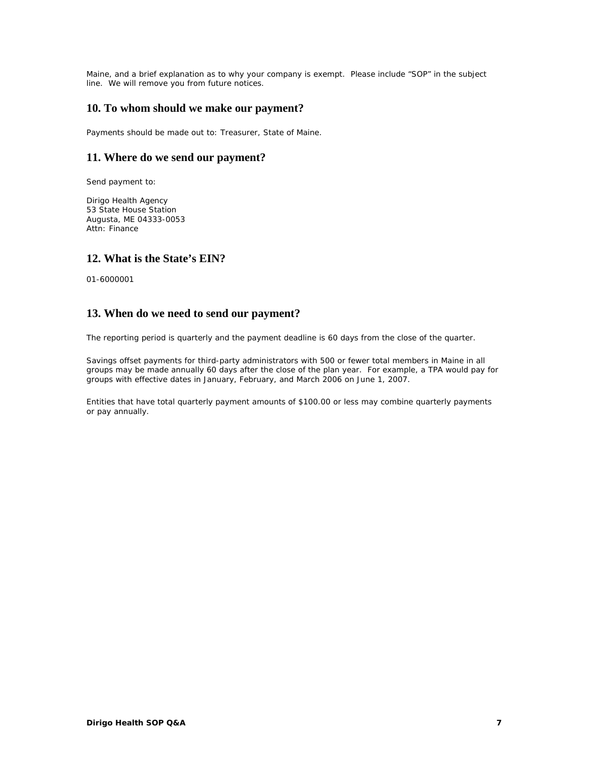Maine, and a brief explanation as to why your company is exempt. Please include "SOP" in the subject line. We will remove you from future notices.

## 10. To whom should we make our payment?

Payments should be made out to: Treasurer, State of Maine.

## 11. Where do we send our payment?

Send payment to:

Dirigo Health Agency
53 State House Station
Augusta, ME 04333-0053
Attn: Finance

## 12. What is the State's EIN?

01-6000001

## 13. When do we need to send our payment?

The reporting period is quarterly and the payment deadline is 60 days from the close of the quarter.

Savings offset payments for third-party administrators with 500 or fewer total members in Maine in all groups may be made annually 60 days after the close of the plan year. For example, a TPA would pay for groups with effective dates in January, February, and March 2006 on June 1, 2007.

Entities that have total quarterly payment amounts of $100.00 or less may combine quarterly payments or pay annually.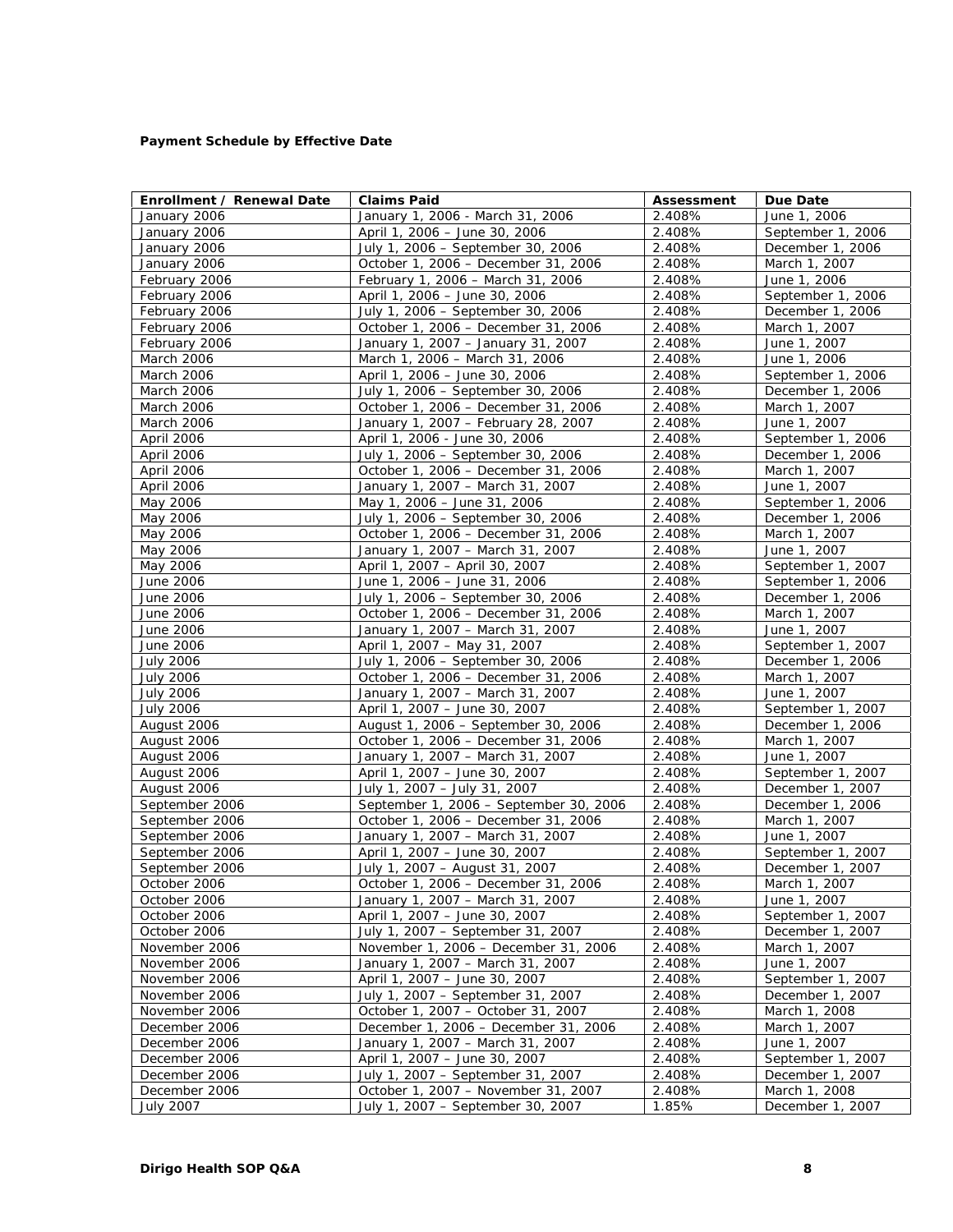**Payment Schedule by Effective Date**

| Enrollment / Renewal Date | Claims Paid | Assessment | Due Date |
|---|---|---|---|
| January 2006 | January 1, 2006 - March 31, 2006 | 2.408% | June 1, 2006 |
| January 2006 | April 1, 2006 – June 30, 2006 | 2.408% | September 1, 2006 |
| January 2006 | July 1, 2006 – September 30, 2006 | 2.408% | December 1, 2006 |
| January 2006 | October 1, 2006 – December 31, 2006 | 2.408% | March 1, 2007 |
| February 2006 | February 1, 2006 – March 31, 2006 | 2.408% | June 1, 2006 |
| February 2006 | April 1, 2006 – June 30, 2006 | 2.408% | September 1, 2006 |
| February 2006 | July 1, 2006 – September 30, 2006 | 2.408% | December 1, 2006 |
| February 2006 | October 1, 2006 – December 31, 2006 | 2.408% | March 1, 2007 |
| February 2006 | January 1, 2007 – January 31, 2007 | 2.408% | June 1, 2007 |
| March 2006 | March 1, 2006 – March 31, 2006 | 2.408% | June 1, 2006 |
| March 2006 | April 1, 2006 – June 30, 2006 | 2.408% | September 1, 2006 |
| March 2006 | July 1, 2006 – September 30, 2006 | 2.408% | December 1, 2006 |
| March 2006 | October 1, 2006 – December 31, 2006 | 2.408% | March 1, 2007 |
| March 2006 | January 1, 2007 – February 28, 2007 | 2.408% | June 1, 2007 |
| April 2006 | April 1, 2006 - June 30, 2006 | 2.408% | September 1, 2006 |
| April 2006 | July 1, 2006 – September 30, 2006 | 2.408% | December 1, 2006 |
| April 2006 | October 1, 2006 – December 31, 2006 | 2.408% | March 1, 2007 |
| April 2006 | January 1, 2007 – March 31, 2007 | 2.408% | June 1, 2007 |
| May 2006 | May 1, 2006 – June 31, 2006 | 2.408% | September 1, 2006 |
| May 2006 | July 1, 2006 – September 30, 2006 | 2.408% | December 1, 2006 |
| May 2006 | October 1, 2006 – December 31, 2006 | 2.408% | March 1, 2007 |
| May 2006 | January 1, 2007 – March 31, 2007 | 2.408% | June 1, 2007 |
| May 2006 | April 1, 2007 – April 30, 2007 | 2.408% | September 1, 2007 |
| June 2006 | June 1, 2006 – June 31, 2006 | 2.408% | September 1, 2006 |
| June 2006 | July 1, 2006 – September 30, 2006 | 2.408% | December 1, 2006 |
| June 2006 | October 1, 2006 – December 31, 2006 | 2.408% | March 1, 2007 |
| June 2006 | January 1, 2007 – March 31, 2007 | 2.408% | June 1, 2007 |
| June 2006 | April 1, 2007 – May 31, 2007 | 2.408% | September 1, 2007 |
| July 2006 | July 1, 2006 – September 30, 2006 | 2.408% | December 1, 2006 |
| July 2006 | October 1, 2006 – December 31, 2006 | 2.408% | March 1, 2007 |
| July 2006 | January 1, 2007 – March 31, 2007 | 2.408% | June 1, 2007 |
| July 2006 | April 1, 2007 – June 30, 2007 | 2.408% | September 1, 2007 |
| August 2006 | August 1, 2006 – September 30, 2006 | 2.408% | December 1, 2006 |
| August 2006 | October 1, 2006 – December 31, 2006 | 2.408% | March 1, 2007 |
| August 2006 | January 1, 2007 – March 31, 2007 | 2.408% | June 1, 2007 |
| August 2006 | April 1, 2007 – June 30, 2007 | 2.408% | September 1, 2007 |
| August 2006 | July 1, 2007 – July 31, 2007 | 2.408% | December 1, 2007 |
| September 2006 | September 1, 2006 – September 30, 2006 | 2.408% | December 1, 2006 |
| September 2006 | October 1, 2006 – December 31, 2006 | 2.408% | March 1, 2007 |
| September 2006 | January 1, 2007 – March 31, 2007 | 2.408% | June 1, 2007 |
| September 2006 | April 1, 2007 – June 30, 2007 | 2.408% | September 1, 2007 |
| September 2006 | July 1, 2007 – August 31, 2007 | 2.408% | December 1, 2007 |
| October 2006 | October 1, 2006 – December 31, 2006 | 2.408% | March 1, 2007 |
| October 2006 | January 1, 2007 – March 31, 2007 | 2.408% | June 1, 2007 |
| October 2006 | April 1, 2007 – June 30, 2007 | 2.408% | September 1, 2007 |
| October 2006 | July 1, 2007 – September 31, 2007 | 2.408% | December 1, 2007 |
| November 2006 | November 1, 2006 – December 31, 2006 | 2.408% | March 1, 2007 |
| November 2006 | January 1, 2007 – March 31, 2007 | 2.408% | June 1, 2007 |
| November 2006 | April 1, 2007 – June 30, 2007 | 2.408% | September 1, 2007 |
| November 2006 | July 1, 2007 – September 31, 2007 | 2.408% | December 1, 2007 |
| November 2006 | October 1, 2007 – October 31, 2007 | 2.408% | March 1, 2008 |
| December 2006 | December 1, 2006 – December 31, 2006 | 2.408% | March 1, 2007 |
| December 2006 | January 1, 2007 – March 31, 2007 | 2.408% | June 1, 2007 |
| December 2006 | April 1, 2007 – June 30, 2007 | 2.408% | September 1, 2007 |
| December 2006 | July 1, 2007 – September 31, 2007 | 2.408% | December 1, 2007 |
| December 2006 | October 1, 2007 – November 31, 2007 | 2.408% | March 1, 2008 |
| July 2007 | July 1, 2007 – September 30, 2007 | 1.85% | December 1, 2007 |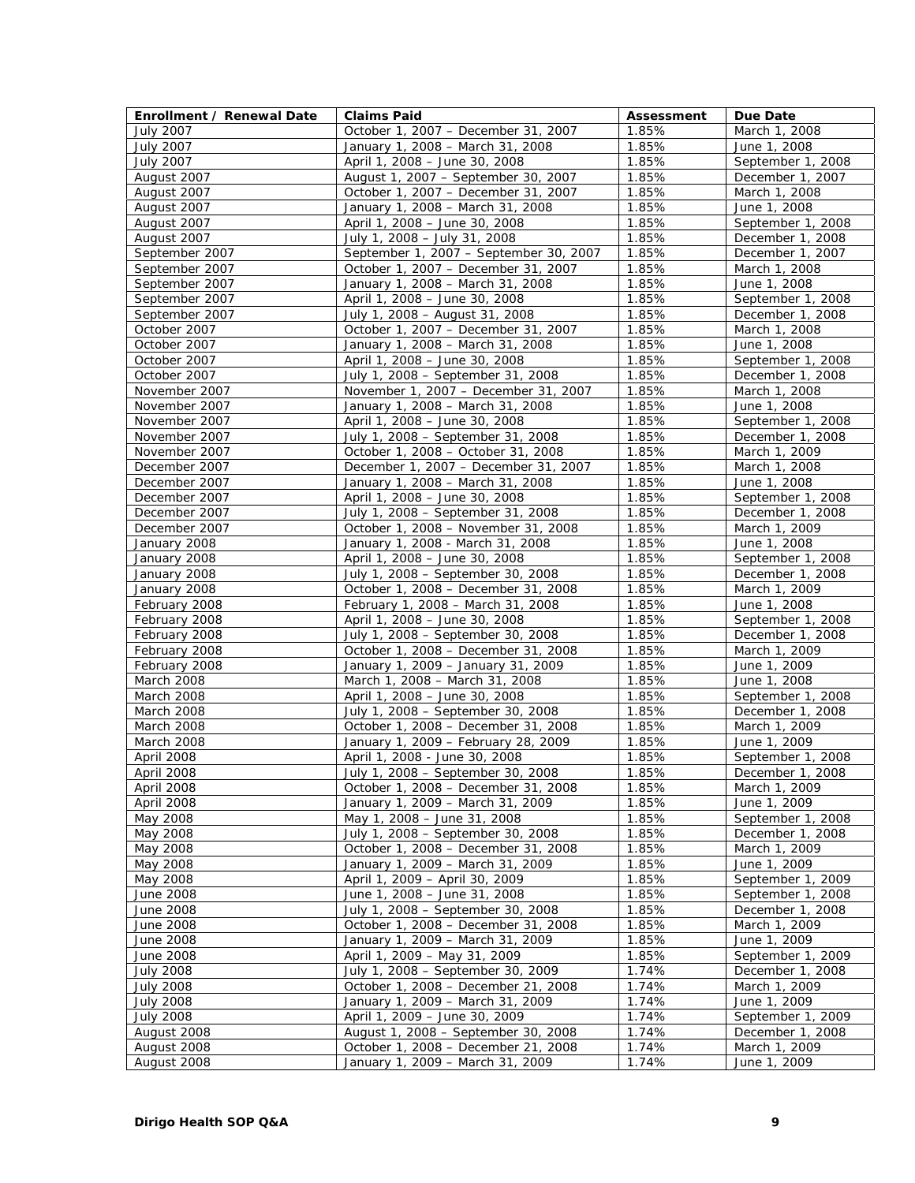| Enrollment / Renewal Date | Claims Paid | Assessment | Due Date |
|---|---|---|---|
| July 2007 | October 1, 2007 – December 31, 2007 | 1.85% | March 1, 2008 |
| July 2007 | January 1, 2008 – March 31, 2008 | 1.85% | June 1, 2008 |
| July 2007 | April 1, 2008 – June 30, 2008 | 1.85% | September 1, 2008 |
| August 2007 | August 1, 2007 – September 30, 2007 | 1.85% | December 1, 2007 |
| August 2007 | October 1, 2007 – December 31, 2007 | 1.85% | March 1, 2008 |
| August 2007 | January 1, 2008 – March 31, 2008 | 1.85% | June 1, 2008 |
| August 2007 | April 1, 2008 – June 30, 2008 | 1.85% | September 1, 2008 |
| August 2007 | July 1, 2008 – July 31, 2008 | 1.85% | December 1, 2008 |
| September 2007 | September 1, 2007 – September 30, 2007 | 1.85% | December 1, 2007 |
| September 2007 | October 1, 2007 – December 31, 2007 | 1.85% | March 1, 2008 |
| September 2007 | January 1, 2008 – March 31, 2008 | 1.85% | June 1, 2008 |
| September 2007 | April 1, 2008 – June 30, 2008 | 1.85% | September 1, 2008 |
| September 2007 | July 1, 2008 – August 31, 2008 | 1.85% | December 1, 2008 |
| October 2007 | October 1, 2007 – December 31, 2007 | 1.85% | March 1, 2008 |
| October 2007 | January 1, 2008 – March 31, 2008 | 1.85% | June 1, 2008 |
| October 2007 | April 1, 2008 – June 30, 2008 | 1.85% | September 1, 2008 |
| October 2007 | July 1, 2008 – September 31, 2008 | 1.85% | December 1, 2008 |
| November 2007 | November 1, 2007 – December 31, 2007 | 1.85% | March 1, 2008 |
| November 2007 | January 1, 2008 – March 31, 2008 | 1.85% | June 1, 2008 |
| November 2007 | April 1, 2008 – June 30, 2008 | 1.85% | September 1, 2008 |
| November 2007 | July 1, 2008 – September 31, 2008 | 1.85% | December 1, 2008 |
| November 2007 | October 1, 2008 – October 31, 2008 | 1.85% | March 1, 2009 |
| December 2007 | December 1, 2007 – December 31, 2007 | 1.85% | March 1, 2008 |
| December 2007 | January 1, 2008 – March 31, 2008 | 1.85% | June 1, 2008 |
| December 2007 | April 1, 2008 – June 30, 2008 | 1.85% | September 1, 2008 |
| December 2007 | July 1, 2008 – September 31, 2008 | 1.85% | December 1, 2008 |
| December 2007 | October 1, 2008 – November 31, 2008 | 1.85% | March 1, 2009 |
| January 2008 | January 1, 2008 - March 31, 2008 | 1.85% | June 1, 2008 |
| January 2008 | April 1, 2008 – June 30, 2008 | 1.85% | September 1, 2008 |
| January 2008 | July 1, 2008 – September 30, 2008 | 1.85% | December 1, 2008 |
| January 2008 | October 1, 2008 – December 31, 2008 | 1.85% | March 1, 2009 |
| February 2008 | February 1, 2008 – March 31, 2008 | 1.85% | June 1, 2008 |
| February 2008 | April 1, 2008 – June 30, 2008 | 1.85% | September 1, 2008 |
| February 2008 | July 1, 2008 – September 30, 2008 | 1.85% | December 1, 2008 |
| February 2008 | October 1, 2008 – December 31, 2008 | 1.85% | March 1, 2009 |
| February 2008 | January 1, 2009 – January 31, 2009 | 1.85% | June 1, 2009 |
| March 2008 | March 1, 2008 – March 31, 2008 | 1.85% | June 1, 2008 |
| March 2008 | April 1, 2008 – June 30, 2008 | 1.85% | September 1, 2008 |
| March 2008 | July 1, 2008 – September 30, 2008 | 1.85% | December 1, 2008 |
| March 2008 | October 1, 2008 – December 31, 2008 | 1.85% | March 1, 2009 |
| March 2008 | January 1, 2009 – February 28, 2009 | 1.85% | June 1, 2009 |
| April 2008 | April 1, 2008 - June 30, 2008 | 1.85% | September 1, 2008 |
| April 2008 | July 1, 2008 – September 30, 2008 | 1.85% | December 1, 2008 |
| April 2008 | October 1, 2008 – December 31, 2008 | 1.85% | March 1, 2009 |
| April 2008 | January 1, 2009 – March 31, 2009 | 1.85% | June 1, 2009 |
| May 2008 | May 1, 2008 – June 31, 2008 | 1.85% | September 1, 2008 |
| May 2008 | July 1, 2008 – September 30, 2008 | 1.85% | December 1, 2008 |
| May 2008 | October 1, 2008 – December 31, 2008 | 1.85% | March 1, 2009 |
| May 2008 | January 1, 2009 – March 31, 2009 | 1.85% | June 1, 2009 |
| May 2008 | April 1, 2009 – April 30, 2009 | 1.85% | September 1, 2009 |
| June 2008 | June 1, 2008 – June 31, 2008 | 1.85% | September 1, 2008 |
| June 2008 | July 1, 2008 – September 30, 2008 | 1.85% | December 1, 2008 |
| June 2008 | October 1, 2008 – December 31, 2008 | 1.85% | March 1, 2009 |
| June 2008 | January 1, 2009 – March 31, 2009 | 1.85% | June 1, 2009 |
| June 2008 | April 1, 2009 – May 31, 2009 | 1.85% | September 1, 2009 |
| July 2008 | July 1, 2008 – September 30, 2009 | 1.74% | December 1, 2008 |
| July 2008 | October 1, 2008 – December 21, 2008 | 1.74% | March 1, 2009 |
| July 2008 | January 1, 2009 – March 31, 2009 | 1.74% | June 1, 2009 |
| July 2008 | April 1, 2009 – June 30, 2009 | 1.74% | September 1, 2009 |
| August 2008 | August 1, 2008 – September 30, 2008 | 1.74% | December 1, 2008 |
| August 2008 | October 1, 2008 – December 21, 2008 | 1.74% | March 1, 2009 |
| August 2008 | January 1, 2009 – March 31, 2009 | 1.74% | June 1, 2009 |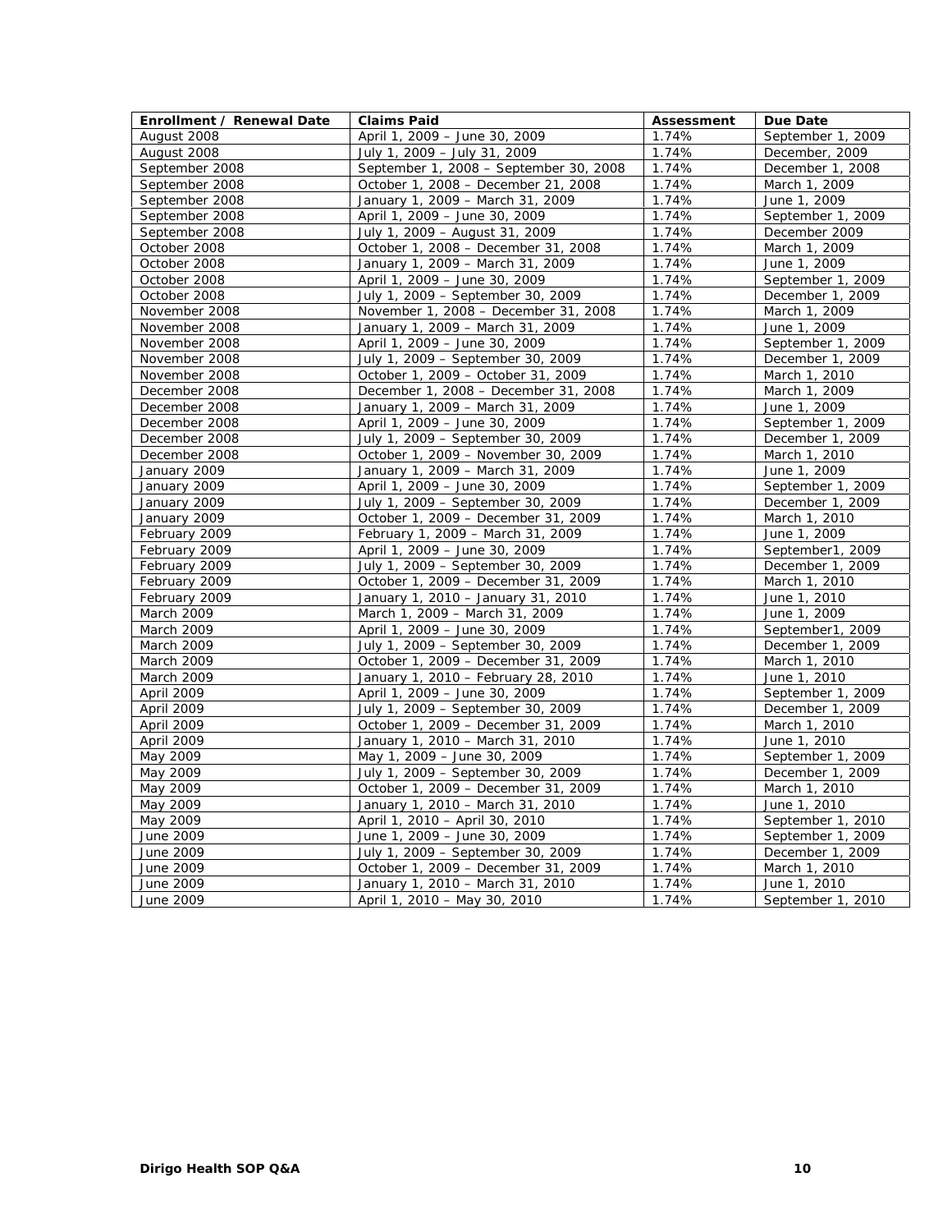| Enrollment / Renewal Date | Claims Paid | Assessment | Due Date |
|---|---|---|---|
| August 2008 | April 1, 2009 – June 30, 2009 | 1.74% | September 1, 2009 |
| August 2008 | July 1, 2009 – July 31, 2009 | 1.74% | December, 2009 |
| September 2008 | September 1, 2008 – September 30, 2008 | 1.74% | December 1, 2008 |
| September 2008 | October 1, 2008 – December 21, 2008 | 1.74% | March 1, 2009 |
| September 2008 | January 1, 2009 – March 31, 2009 | 1.74% | June 1, 2009 |
| September 2008 | April 1, 2009 – June 30, 2009 | 1.74% | September 1, 2009 |
| September 2008 | July 1, 2009 – August 31, 2009 | 1.74% | December 2009 |
| October 2008 | October 1, 2008 – December 31, 2008 | 1.74% | March 1, 2009 |
| October 2008 | January 1, 2009 – March 31, 2009 | 1.74% | June 1, 2009 |
| October 2008 | April 1, 2009 – June 30, 2009 | 1.74% | September 1, 2009 |
| October 2008 | July 1, 2009 – September 30, 2009 | 1.74% | December 1, 2009 |
| November 2008 | November 1, 2008 – December 31, 2008 | 1.74% | March 1, 2009 |
| November 2008 | January 1, 2009 – March 31, 2009 | 1.74% | June 1, 2009 |
| November 2008 | April 1, 2009 – June 30, 2009 | 1.74% | September 1, 2009 |
| November 2008 | July 1, 2009 – September 30, 2009 | 1.74% | December 1, 2009 |
| November 2008 | October 1, 2009 – October 31, 2009 | 1.74% | March 1, 2010 |
| December 2008 | December 1, 2008 – December 31, 2008 | 1.74% | March 1, 2009 |
| December 2008 | January 1, 2009 – March 31, 2009 | 1.74% | June 1, 2009 |
| December 2008 | April 1, 2009 – June 30, 2009 | 1.74% | September 1, 2009 |
| December 2008 | July 1, 2009 – September 30, 2009 | 1.74% | December 1, 2009 |
| December 2008 | October 1, 2009 – November 30, 2009 | 1.74% | March 1, 2010 |
| January 2009 | January 1, 2009 – March 31, 2009 | 1.74% | June 1, 2009 |
| January 2009 | April 1, 2009 – June 30, 2009 | 1.74% | September 1, 2009 |
| January 2009 | July 1, 2009 – September 30, 2009 | 1.74% | December 1, 2009 |
| January 2009 | October 1, 2009 – December 31, 2009 | 1.74% | March 1, 2010 |
| February 2009 | February 1, 2009 – March 31, 2009 | 1.74% | June 1, 2009 |
| February 2009 | April 1, 2009 – June 30, 2009 | 1.74% | September1, 2009 |
| February 2009 | July 1, 2009 – September 30, 2009 | 1.74% | December 1, 2009 |
| February 2009 | October 1, 2009 – December 31, 2009 | 1.74% | March 1, 2010 |
| February 2009 | January 1, 2010 – January 31, 2010 | 1.74% | June 1, 2010 |
| March 2009 | March 1, 2009 – March 31, 2009 | 1.74% | June 1, 2009 |
| March 2009 | April 1, 2009 – June 30, 2009 | 1.74% | September1, 2009 |
| March 2009 | July 1, 2009 – September 30, 2009 | 1.74% | December 1, 2009 |
| March 2009 | October 1, 2009 – December 31, 2009 | 1.74% | March 1, 2010 |
| March 2009 | January 1, 2010 – February 28, 2010 | 1.74% | June 1, 2010 |
| April 2009 | April 1, 2009 – June 30, 2009 | 1.74% | September 1, 2009 |
| April 2009 | July 1, 2009 – September 30, 2009 | 1.74% | December 1, 2009 |
| April 2009 | October 1, 2009 – December 31, 2009 | 1.74% | March 1, 2010 |
| April 2009 | January 1, 2010 – March 31, 2010 | 1.74% | June 1, 2010 |
| May 2009 | May 1, 2009 – June 30, 2009 | 1.74% | September 1, 2009 |
| May 2009 | July 1, 2009 – September 30, 2009 | 1.74% | December 1, 2009 |
| May 2009 | October 1, 2009 – December 31, 2009 | 1.74% | March 1, 2010 |
| May 2009 | January 1, 2010 – March 31, 2010 | 1.74% | June 1, 2010 |
| May 2009 | April 1, 2010 – April 30, 2010 | 1.74% | September 1, 2010 |
| June 2009 | June 1, 2009 – June 30, 2009 | 1.74% | September 1, 2009 |
| June 2009 | July 1, 2009 – September 30, 2009 | 1.74% | December 1, 2009 |
| June 2009 | October 1, 2009 – December 31, 2009 | 1.74% | March 1, 2010 |
| June 2009 | January 1, 2010 – March 31, 2010 | 1.74% | June 1, 2010 |
| June 2009 | April 1, 2010 – May 30, 2010 | 1.74% | September 1, 2010 |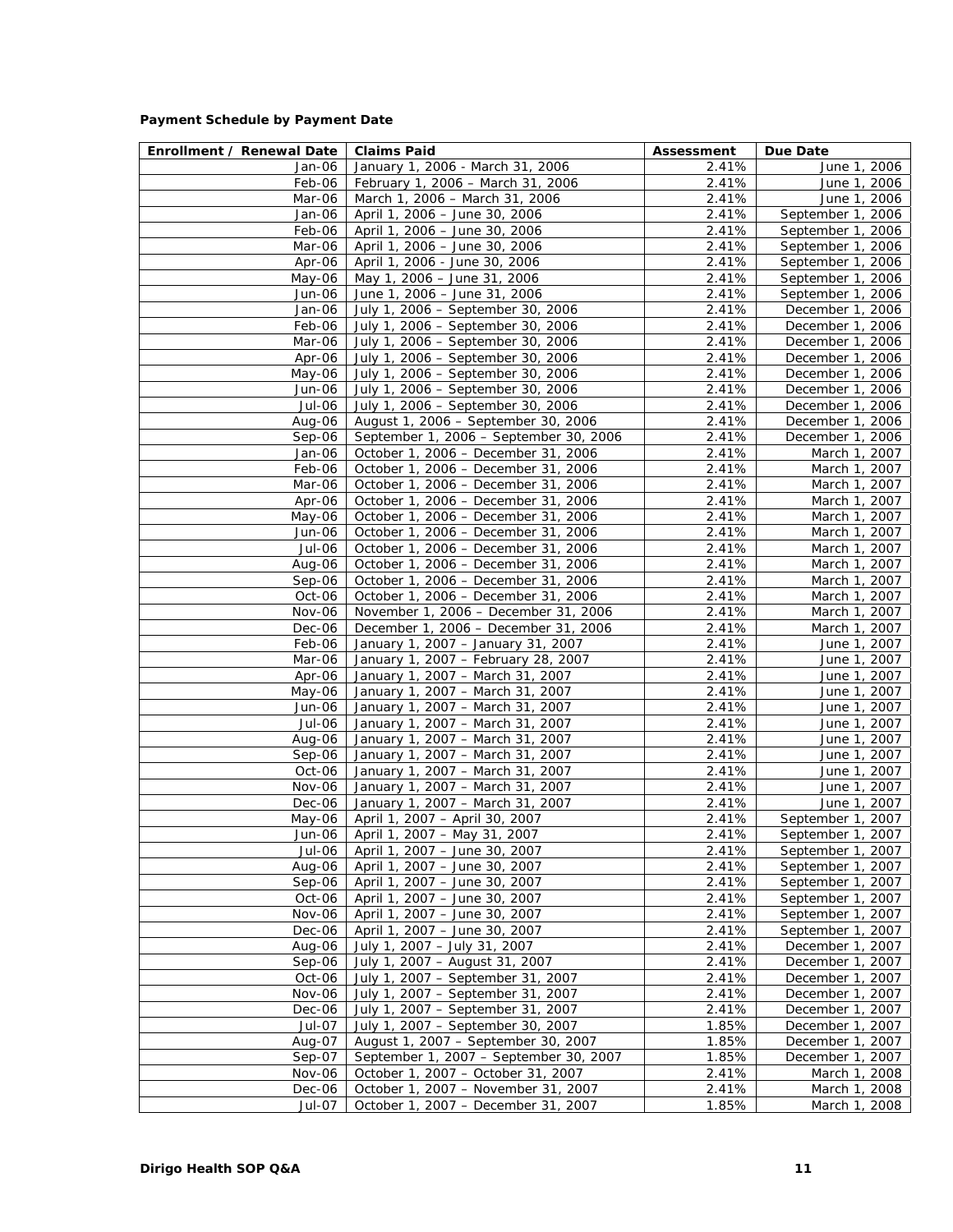**Payment Schedule by Payment Date**

| Enrollment / Renewal Date | Claims Paid | Assessment | Due Date |
|---|---|---|---|
| Jan-06 | January 1, 2006 - March 31, 2006 | 2.41% | June 1, 2006 |
| Feb-06 | February 1, 2006 – March 31, 2006 | 2.41% | June 1, 2006 |
| Mar-06 | March 1, 2006 – March 31, 2006 | 2.41% | June 1, 2006 |
| Jan-06 | April 1, 2006 – June 30, 2006 | 2.41% | September 1, 2006 |
| Feb-06 | April 1, 2006 – June 30, 2006 | 2.41% | September 1, 2006 |
| Mar-06 | April 1, 2006 – June 30, 2006 | 2.41% | September 1, 2006 |
| Apr-06 | April 1, 2006 - June 30, 2006 | 2.41% | September 1, 2006 |
| May-06 | May 1, 2006 – June 31, 2006 | 2.41% | September 1, 2006 |
| Jun-06 | June 1, 2006 – June 31, 2006 | 2.41% | September 1, 2006 |
| Jan-06 | July 1, 2006 – September 30, 2006 | 2.41% | December 1, 2006 |
| Feb-06 | July 1, 2006 – September 30, 2006 | 2.41% | December 1, 2006 |
| Mar-06 | July 1, 2006 – September 30, 2006 | 2.41% | December 1, 2006 |
| Apr-06 | July 1, 2006 – September 30, 2006 | 2.41% | December 1, 2006 |
| May-06 | July 1, 2006 – September 30, 2006 | 2.41% | December 1, 2006 |
| Jun-06 | July 1, 2006 – September 30, 2006 | 2.41% | December 1, 2006 |
| Jul-06 | July 1, 2006 – September 30, 2006 | 2.41% | December 1, 2006 |
| Aug-06 | August 1, 2006 – September 30, 2006 | 2.41% | December 1, 2006 |
| Sep-06 | September 1, 2006 – September 30, 2006 | 2.41% | December 1, 2006 |
| Jan-06 | October 1, 2006 – December 31, 2006 | 2.41% | March 1, 2007 |
| Feb-06 | October 1, 2006 – December 31, 2006 | 2.41% | March 1, 2007 |
| Mar-06 | October 1, 2006 – December 31, 2006 | 2.41% | March 1, 2007 |
| Apr-06 | October 1, 2006 – December 31, 2006 | 2.41% | March 1, 2007 |
| May-06 | October 1, 2006 – December 31, 2006 | 2.41% | March 1, 2007 |
| Jun-06 | October 1, 2006 – December 31, 2006 | 2.41% | March 1, 2007 |
| Jul-06 | October 1, 2006 – December 31, 2006 | 2.41% | March 1, 2007 |
| Aug-06 | October 1, 2006 – December 31, 2006 | 2.41% | March 1, 2007 |
| Sep-06 | October 1, 2006 – December 31, 2006 | 2.41% | March 1, 2007 |
| Oct-06 | October 1, 2006 – December 31, 2006 | 2.41% | March 1, 2007 |
| Nov-06 | November 1, 2006 – December 31, 2006 | 2.41% | March 1, 2007 |
| Dec-06 | December 1, 2006 – December 31, 2006 | 2.41% | March 1, 2007 |
| Feb-06 | January 1, 2007 – January 31, 2007 | 2.41% | June 1, 2007 |
| Mar-06 | January 1, 2007 – February 28, 2007 | 2.41% | June 1, 2007 |
| Apr-06 | January 1, 2007 – March 31, 2007 | 2.41% | June 1, 2007 |
| May-06 | January 1, 2007 – March 31, 2007 | 2.41% | June 1, 2007 |
| Jun-06 | January 1, 2007 – March 31, 2007 | 2.41% | June 1, 2007 |
| Jul-06 | January 1, 2007 – March 31, 2007 | 2.41% | June 1, 2007 |
| Aug-06 | January 1, 2007 – March 31, 2007 | 2.41% | June 1, 2007 |
| Sep-06 | January 1, 2007 – March 31, 2007 | 2.41% | June 1, 2007 |
| Oct-06 | January 1, 2007 – March 31, 2007 | 2.41% | June 1, 2007 |
| Nov-06 | January 1, 2007 – March 31, 2007 | 2.41% | June 1, 2007 |
| Dec-06 | January 1, 2007 – March 31, 2007 | 2.41% | June 1, 2007 |
| May-06 | April 1, 2007 – April 30, 2007 | 2.41% | September 1, 2007 |
| Jun-06 | April 1, 2007 – May 31, 2007 | 2.41% | September 1, 2007 |
| Jul-06 | April 1, 2007 – June 30, 2007 | 2.41% | September 1, 2007 |
| Aug-06 | April 1, 2007 – June 30, 2007 | 2.41% | September 1, 2007 |
| Sep-06 | April 1, 2007 – June 30, 2007 | 2.41% | September 1, 2007 |
| Oct-06 | April 1, 2007 – June 30, 2007 | 2.41% | September 1, 2007 |
| Nov-06 | April 1, 2007 – June 30, 2007 | 2.41% | September 1, 2007 |
| Dec-06 | April 1, 2007 – June 30, 2007 | 2.41% | September 1, 2007 |
| Aug-06 | July 1, 2007 – July 31, 2007 | 2.41% | December 1, 2007 |
| Sep-06 | July 1, 2007 – August 31, 2007 | 2.41% | December 1, 2007 |
| Oct-06 | July 1, 2007 – September 31, 2007 | 2.41% | December 1, 2007 |
| Nov-06 | July 1, 2007 – September 31, 2007 | 2.41% | December 1, 2007 |
| Dec-06 | July 1, 2007 – September 31, 2007 | 2.41% | December 1, 2007 |
| Jul-07 | July 1, 2007 – September 30, 2007 | 1.85% | December 1, 2007 |
| Aug-07 | August 1, 2007 – September 30, 2007 | 1.85% | December 1, 2007 |
| Sep-07 | September 1, 2007 – September 30, 2007 | 1.85% | December 1, 2007 |
| Nov-06 | October 1, 2007 – October 31, 2007 | 2.41% | March 1, 2008 |
| Dec-06 | October 1, 2007 – November 31, 2007 | 2.41% | March 1, 2008 |
| Jul-07 | October 1, 2007 – December 31, 2007 | 1.85% | March 1, 2008 |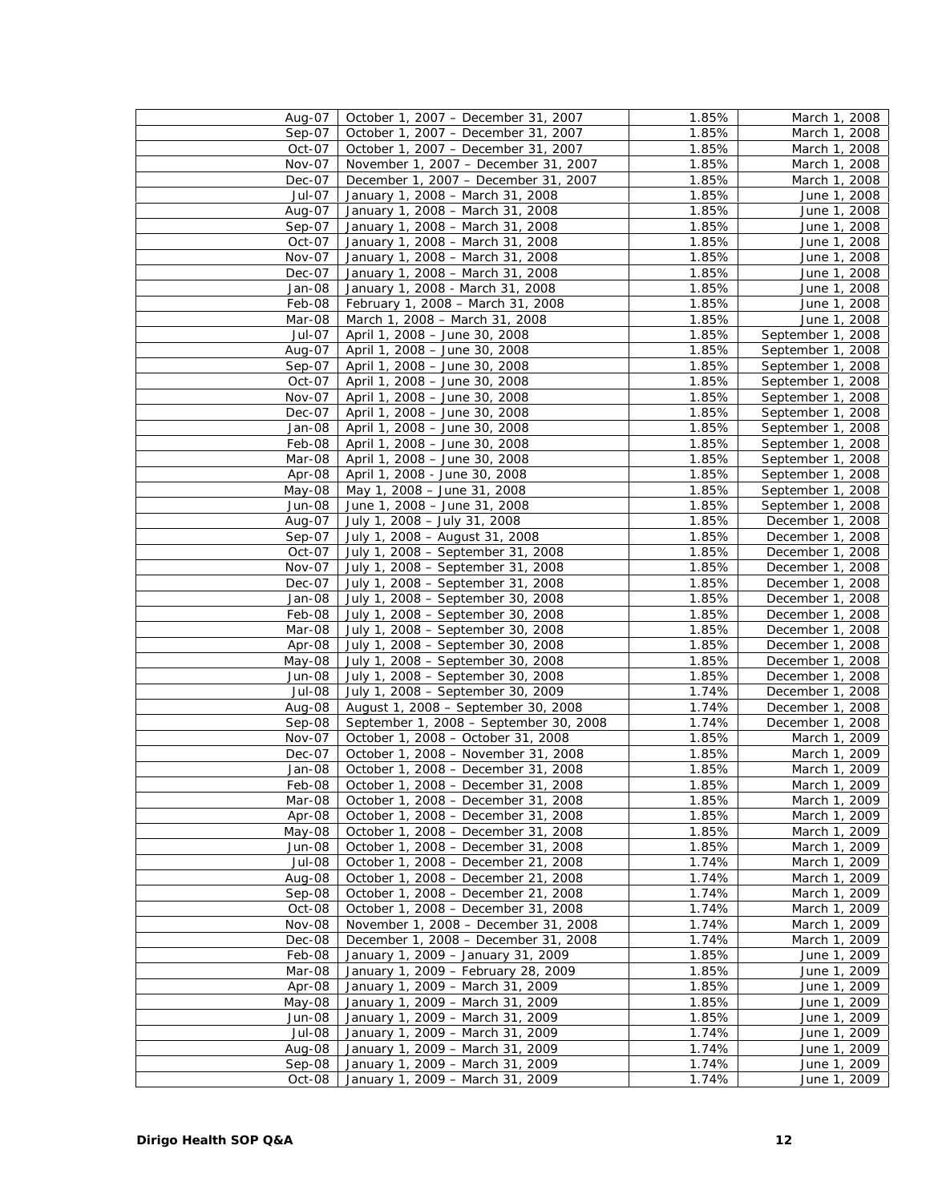| | | | |
|---|---|---|---|
| Aug-07 | October 1, 2007 – December 31, 2007 | 1.85% | March 1, 2008 |
| Sep-07 | October 1, 2007 – December 31, 2007 | 1.85% | March 1, 2008 |
| Oct-07 | October 1, 2007 – December 31, 2007 | 1.85% | March 1, 2008 |
| Nov-07 | November 1, 2007 – December 31, 2007 | 1.85% | March 1, 2008 |
| Dec-07 | December 1, 2007 – December 31, 2007 | 1.85% | March 1, 2008 |
| Jul-07 | January 1, 2008 – March 31, 2008 | 1.85% | June 1, 2008 |
| Aug-07 | January 1, 2008 – March 31, 2008 | 1.85% | June 1, 2008 |
| Sep-07 | January 1, 2008 – March 31, 2008 | 1.85% | June 1, 2008 |
| Oct-07 | January 1, 2008 – March 31, 2008 | 1.85% | June 1, 2008 |
| Nov-07 | January 1, 2008 – March 31, 2008 | 1.85% | June 1, 2008 |
| Dec-07 | January 1, 2008 – March 31, 2008 | 1.85% | June 1, 2008 |
| Jan-08 | January 1, 2008 - March 31, 2008 | 1.85% | June 1, 2008 |
| Feb-08 | February 1, 2008 – March 31, 2008 | 1.85% | June 1, 2008 |
| Mar-08 | March 1, 2008 – March 31, 2008 | 1.85% | June 1, 2008 |
| Jul-07 | April 1, 2008 – June 30, 2008 | 1.85% | September 1, 2008 |
| Aug-07 | April 1, 2008 – June 30, 2008 | 1.85% | September 1, 2008 |
| Sep-07 | April 1, 2008 – June 30, 2008 | 1.85% | September 1, 2008 |
| Oct-07 | April 1, 2008 – June 30, 2008 | 1.85% | September 1, 2008 |
| Nov-07 | April 1, 2008 – June 30, 2008 | 1.85% | September 1, 2008 |
| Dec-07 | April 1, 2008 – June 30, 2008 | 1.85% | September 1, 2008 |
| Jan-08 | April 1, 2008 – June 30, 2008 | 1.85% | September 1, 2008 |
| Feb-08 | April 1, 2008 – June 30, 2008 | 1.85% | September 1, 2008 |
| Mar-08 | April 1, 2008 – June 30, 2008 | 1.85% | September 1, 2008 |
| Apr-08 | April 1, 2008 - June 30, 2008 | 1.85% | September 1, 2008 |
| May-08 | May 1, 2008 – June 31, 2008 | 1.85% | September 1, 2008 |
| Jun-08 | June 1, 2008 – June 31, 2008 | 1.85% | September 1, 2008 |
| Aug-07 | July 1, 2008 – July 31, 2008 | 1.85% | December 1, 2008 |
| Sep-07 | July 1, 2008 – August 31, 2008 | 1.85% | December 1, 2008 |
| Oct-07 | July 1, 2008 – September 31, 2008 | 1.85% | December 1, 2008 |
| Nov-07 | July 1, 2008 – September 31, 2008 | 1.85% | December 1, 2008 |
| Dec-07 | July 1, 2008 – September 31, 2008 | 1.85% | December 1, 2008 |
| Jan-08 | July 1, 2008 – September 30, 2008 | 1.85% | December 1, 2008 |
| Feb-08 | July 1, 2008 – September 30, 2008 | 1.85% | December 1, 2008 |
| Mar-08 | July 1, 2008 – September 30, 2008 | 1.85% | December 1, 2008 |
| Apr-08 | July 1, 2008 – September 30, 2008 | 1.85% | December 1, 2008 |
| May-08 | July 1, 2008 – September 30, 2008 | 1.85% | December 1, 2008 |
| Jun-08 | July 1, 2008 – September 30, 2008 | 1.85% | December 1, 2008 |
| Jul-08 | July 1, 2008 – September 30, 2009 | 1.74% | December 1, 2008 |
| Aug-08 | August 1, 2008 – September 30, 2008 | 1.74% | December 1, 2008 |
| Sep-08 | September 1, 2008 – September 30, 2008 | 1.74% | December 1, 2008 |
| Nov-07 | October 1, 2008 – October 31, 2008 | 1.85% | March 1, 2009 |
| Dec-07 | October 1, 2008 – November 31, 2008 | 1.85% | March 1, 2009 |
| Jan-08 | October 1, 2008 – December 31, 2008 | 1.85% | March 1, 2009 |
| Feb-08 | October 1, 2008 – December 31, 2008 | 1.85% | March 1, 2009 |
| Mar-08 | October 1, 2008 – December 31, 2008 | 1.85% | March 1, 2009 |
| Apr-08 | October 1, 2008 – December 31, 2008 | 1.85% | March 1, 2009 |
| May-08 | October 1, 2008 – December 31, 2008 | 1.85% | March 1, 2009 |
| Jun-08 | October 1, 2008 – December 31, 2008 | 1.85% | March 1, 2009 |
| Jul-08 | October 1, 2008 – December 21, 2008 | 1.74% | March 1, 2009 |
| Aug-08 | October 1, 2008 – December 21, 2008 | 1.74% | March 1, 2009 |
| Sep-08 | October 1, 2008 – December 21, 2008 | 1.74% | March 1, 2009 |
| Oct-08 | October 1, 2008 – December 31, 2008 | 1.74% | March 1, 2009 |
| Nov-08 | November 1, 2008 – December 31, 2008 | 1.74% | March 1, 2009 |
| Dec-08 | December 1, 2008 – December 31, 2008 | 1.74% | March 1, 2009 |
| Feb-08 | January 1, 2009 – January 31, 2009 | 1.85% | June 1, 2009 |
| Mar-08 | January 1, 2009 – February 28, 2009 | 1.85% | June 1, 2009 |
| Apr-08 | January 1, 2009 – March 31, 2009 | 1.85% | June 1, 2009 |
| May-08 | January 1, 2009 – March 31, 2009 | 1.85% | June 1, 2009 |
| Jun-08 | January 1, 2009 – March 31, 2009 | 1.85% | June 1, 2009 |
| Jul-08 | January 1, 2009 – March 31, 2009 | 1.74% | June 1, 2009 |
| Aug-08 | January 1, 2009 – March 31, 2009 | 1.74% | June 1, 2009 |
| Sep-08 | January 1, 2009 – March 31, 2009 | 1.74% | June 1, 2009 |
| Oct-08 | January 1, 2009 – March 31, 2009 | 1.74% | June 1, 2009 |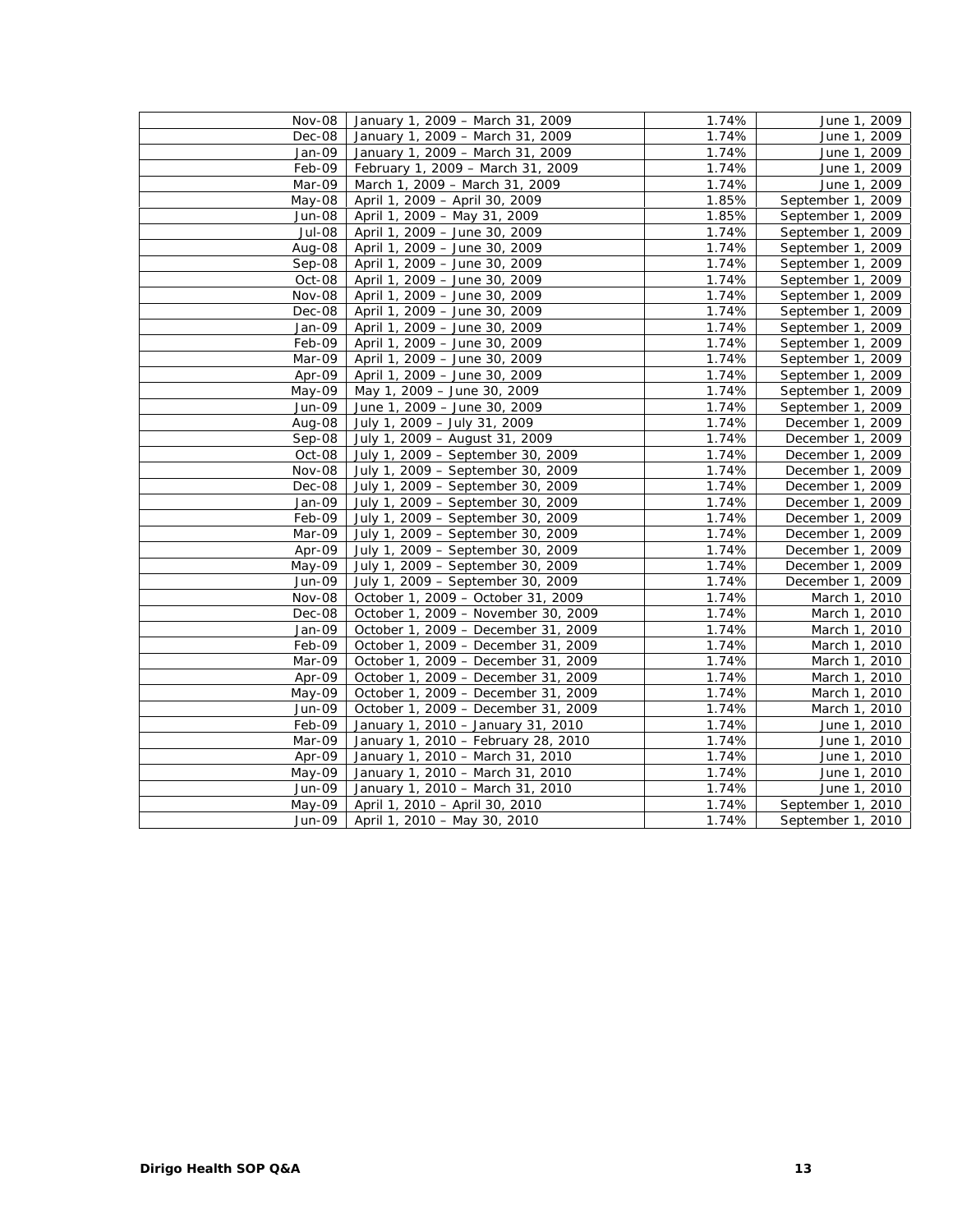| | | | |
|---|---|---|---|
| Nov-08 | January 1, 2009 – March 31, 2009 | 1.74% | June 1, 2009 |
| Dec-08 | January 1, 2009 – March 31, 2009 | 1.74% | June 1, 2009 |
| Jan-09 | January 1, 2009 – March 31, 2009 | 1.74% | June 1, 2009 |
| Feb-09 | February 1, 2009 – March 31, 2009 | 1.74% | June 1, 2009 |
| Mar-09 | March 1, 2009 – March 31, 2009 | 1.74% | June 1, 2009 |
| May-08 | April 1, 2009 – April 30, 2009 | 1.85% | September 1, 2009 |
| Jun-08 | April 1, 2009 – May 31, 2009 | 1.85% | September 1, 2009 |
| Jul-08 | April 1, 2009 – June 30, 2009 | 1.74% | September 1, 2009 |
| Aug-08 | April 1, 2009 – June 30, 2009 | 1.74% | September 1, 2009 |
| Sep-08 | April 1, 2009 – June 30, 2009 | 1.74% | September 1, 2009 |
| Oct-08 | April 1, 2009 – June 30, 2009 | 1.74% | September 1, 2009 |
| Nov-08 | April 1, 2009 – June 30, 2009 | 1.74% | September 1, 2009 |
| Dec-08 | April 1, 2009 – June 30, 2009 | 1.74% | September 1, 2009 |
| Jan-09 | April 1, 2009 – June 30, 2009 | 1.74% | September 1, 2009 |
| Feb-09 | April 1, 2009 – June 30, 2009 | 1.74% | September 1, 2009 |
| Mar-09 | April 1, 2009 – June 30, 2009 | 1.74% | September 1, 2009 |
| Apr-09 | April 1, 2009 – June 30, 2009 | 1.74% | September 1, 2009 |
| May-09 | May 1, 2009 – June 30, 2009 | 1.74% | September 1, 2009 |
| Jun-09 | June 1, 2009 – June 30, 2009 | 1.74% | September 1, 2009 |
| Aug-08 | July 1, 2009 – July 31, 2009 | 1.74% | December 1, 2009 |
| Sep-08 | July 1, 2009 – August 31, 2009 | 1.74% | December 1, 2009 |
| Oct-08 | July 1, 2009 – September 30, 2009 | 1.74% | December 1, 2009 |
| Nov-08 | July 1, 2009 – September 30, 2009 | 1.74% | December 1, 2009 |
| Dec-08 | July 1, 2009 – September 30, 2009 | 1.74% | December 1, 2009 |
| Jan-09 | July 1, 2009 – September 30, 2009 | 1.74% | December 1, 2009 |
| Feb-09 | July 1, 2009 – September 30, 2009 | 1.74% | December 1, 2009 |
| Mar-09 | July 1, 2009 – September 30, 2009 | 1.74% | December 1, 2009 |
| Apr-09 | July 1, 2009 – September 30, 2009 | 1.74% | December 1, 2009 |
| May-09 | July 1, 2009 – September 30, 2009 | 1.74% | December 1, 2009 |
| Jun-09 | July 1, 2009 – September 30, 2009 | 1.74% | December 1, 2009 |
| Nov-08 | October 1, 2009 – October 31, 2009 | 1.74% | March 1, 2010 |
| Dec-08 | October 1, 2009 – November 30, 2009 | 1.74% | March 1, 2010 |
| Jan-09 | October 1, 2009 – December 31, 2009 | 1.74% | March 1, 2010 |
| Feb-09 | October 1, 2009 – December 31, 2009 | 1.74% | March 1, 2010 |
| Mar-09 | October 1, 2009 – December 31, 2009 | 1.74% | March 1, 2010 |
| Apr-09 | October 1, 2009 – December 31, 2009 | 1.74% | March 1, 2010 |
| May-09 | October 1, 2009 – December 31, 2009 | 1.74% | March 1, 2010 |
| Jun-09 | October 1, 2009 – December 31, 2009 | 1.74% | March 1, 2010 |
| Feb-09 | January 1, 2010 – January 31, 2010 | 1.74% | June 1, 2010 |
| Mar-09 | January 1, 2010 – February 28, 2010 | 1.74% | June 1, 2010 |
| Apr-09 | January 1, 2010 – March 31, 2010 | 1.74% | June 1, 2010 |
| May-09 | January 1, 2010 – March 31, 2010 | 1.74% | June 1, 2010 |
| Jun-09 | January 1, 2010 – March 31, 2010 | 1.74% | June 1, 2010 |
| May-09 | April 1, 2010 – April 30, 2010 | 1.74% | September 1, 2010 |
| Jun-09 | April 1, 2010 – May 30, 2010 | 1.74% | September 1, 2010 |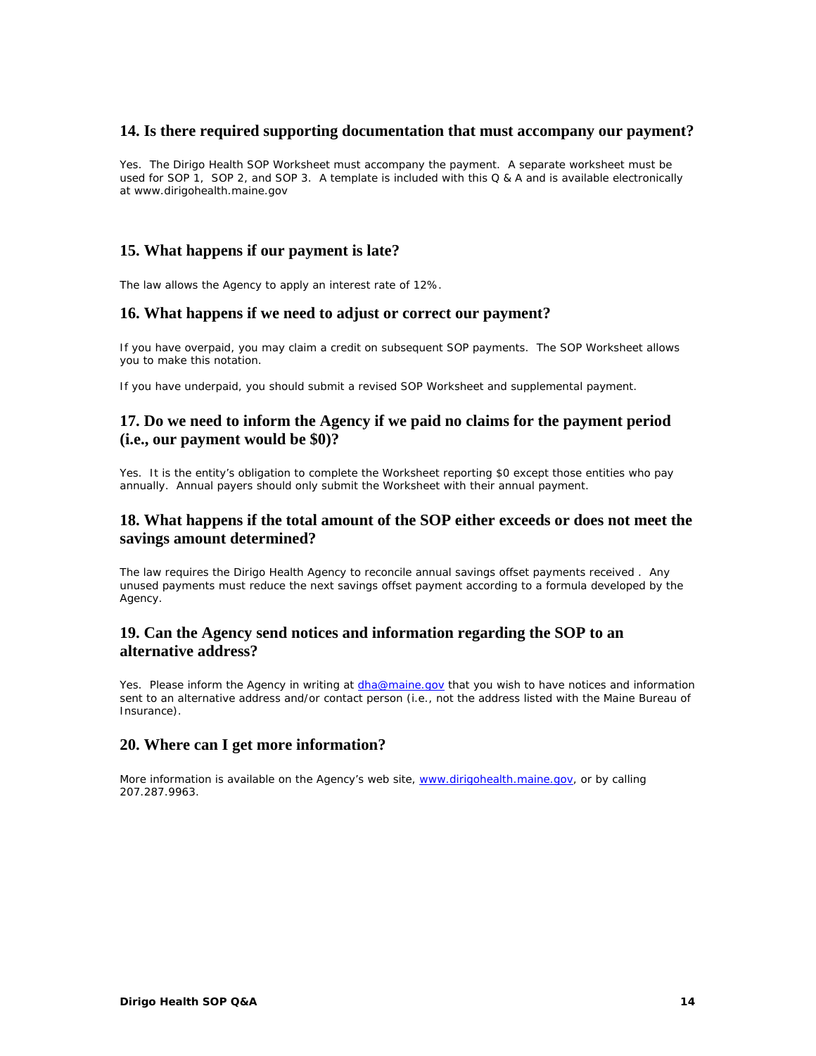## 14. Is there required supporting documentation that must accompany our payment?

Yes. The Dirigo Health SOP Worksheet must accompany the payment. A separate worksheet must be used for SOP 1, SOP 2, and SOP 3. A template is included with this Q & A and is available electronically at www.dirigohealth.maine.gov

## 15. What happens if our payment is late?

The law allows the Agency to apply an interest rate of 12%.

## 16. What happens if we need to adjust or correct our payment?

If you have overpaid, you may claim a credit on subsequent SOP payments. The SOP Worksheet allows you to make this notation.

If you have underpaid, you should submit a revised SOP Worksheet and supplemental payment.

## 17. Do we need to inform the Agency if we paid no claims for the payment period (i.e., our payment would be $0)?

Yes. It is the entity's obligation to complete the Worksheet reporting $0 except those entities who pay annually. Annual payers should only submit the Worksheet with their annual payment.

## 18. What happens if the total amount of the SOP either exceeds or does not meet the savings amount determined?

The law requires the Dirigo Health Agency to reconcile annual savings offset payments received . Any unused payments must reduce the next savings offset payment according to a formula developed by the Agency.

## 19. Can the Agency send notices and information regarding the SOP to an alternative address?

Yes. Please inform the Agency in writing at dha@maine.gov that you wish to have notices and information sent to an alternative address and/or contact person (i.e., not the address listed with the Maine Bureau of Insurance).

## 20. Where can I get more information?

More information is available on the Agency's web site, www.dirigohealth.maine.gov, or by calling 207.287.9963.